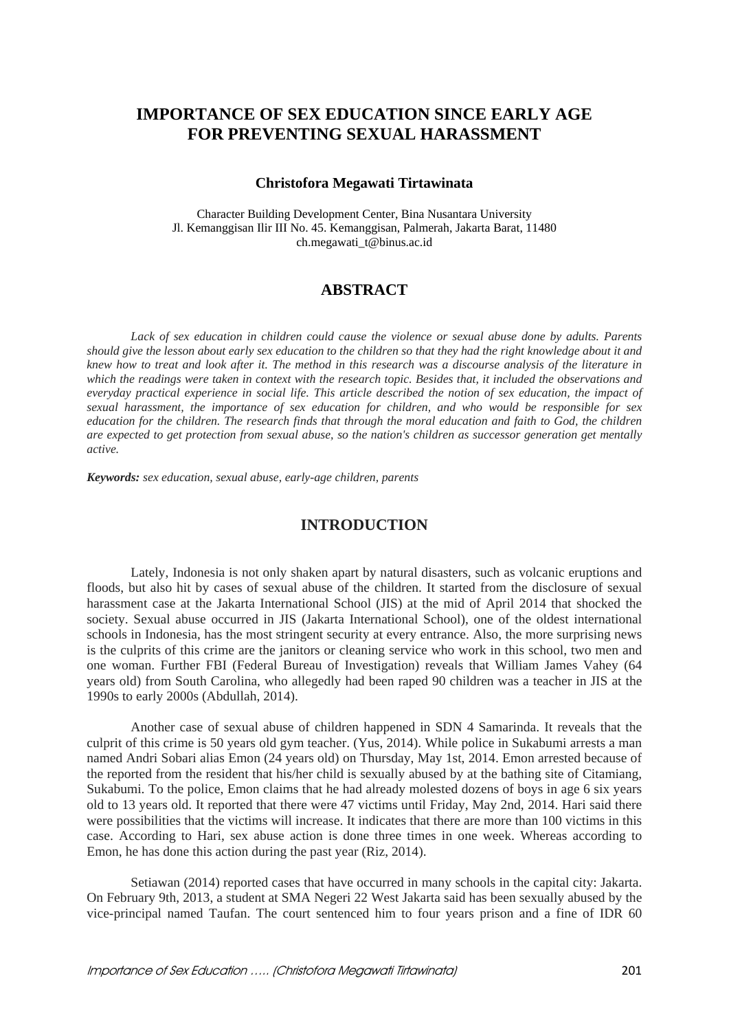# IMPORTANCE OF SEX EDUCATION SINCE EARLY AGE FOR PREVENTING SEXUAL HARASSMENT

**Christofora Megawati Tirtawinata**

Character Building Development Center, Bina Nusantara University
Jl. Kemanggisan Ilir III No. 45. Kemanggisan, Palmerah, Jakarta Barat, 11480
ch.megawati_t@binus.ac.id

## ABSTRACT

*Lack of sex education in children could cause the violence or sexual abuse done by adults. Parents should give the lesson about early sex education to the children so that they had the right knowledge about it and knew how to treat and look after it. The method in this research was a discourse analysis of the literature in which the readings were taken in context with the research topic. Besides that, it included the observations and everyday practical experience in social life. This article described the notion of sex education, the impact of sexual harassment, the importance of sex education for children, and who would be responsible for sex education for the children. The research finds that through the moral education and faith to God, the children are expected to get protection from sexual abuse, so the nation's children as successor generation get mentally active.*

***Keywords:*** *sex education, sexual abuse, early-age children, parents*

## INTRODUCTION

Lately, Indonesia is not only shaken apart by natural disasters, such as volcanic eruptions and floods, but also hit by cases of sexual abuse of the children. It started from the disclosure of sexual harassment case at the Jakarta International School (JIS) at the mid of April 2014 that shocked the society. Sexual abuse occurred in JIS (Jakarta International School), one of the oldest international schools in Indonesia, has the most stringent security at every entrance. Also, the more surprising news is the culprits of this crime are the janitors or cleaning service who work in this school, two men and one woman. Further FBI (Federal Bureau of Investigation) reveals that William James Vahey (64 years old) from South Carolina, who allegedly had been raped 90 children was a teacher in JIS at the 1990s to early 2000s (Abdullah, 2014).

Another case of sexual abuse of children happened in SDN 4 Samarinda. It reveals that the culprit of this crime is 50 years old gym teacher. (Yus, 2014). While police in Sukabumi arrests a man named Andri Sobari alias Emon (24 years old) on Thursday, May 1st, 2014. Emon arrested because of the reported from the resident that his/her child is sexually abused by at the bathing site of Citamiang, Sukabumi. To the police, Emon claims that he had already molested dozens of boys in age 6 six years old to 13 years old. It reported that there were 47 victims until Friday, May 2nd, 2014. Hari said there were possibilities that the victims will increase. It indicates that there are more than 100 victims in this case. According to Hari, sex abuse action is done three times in one week. Whereas according to Emon, he has done this action during the past year (Riz, 2014).

Setiawan (2014) reported cases that have occurred in many schools in the capital city: Jakarta. On February 9th, 2013, a student at SMA Negeri 22 West Jakarta said has been sexually abused by the vice-principal named Taufan. The court sentenced him to four years prison and a fine of IDR 60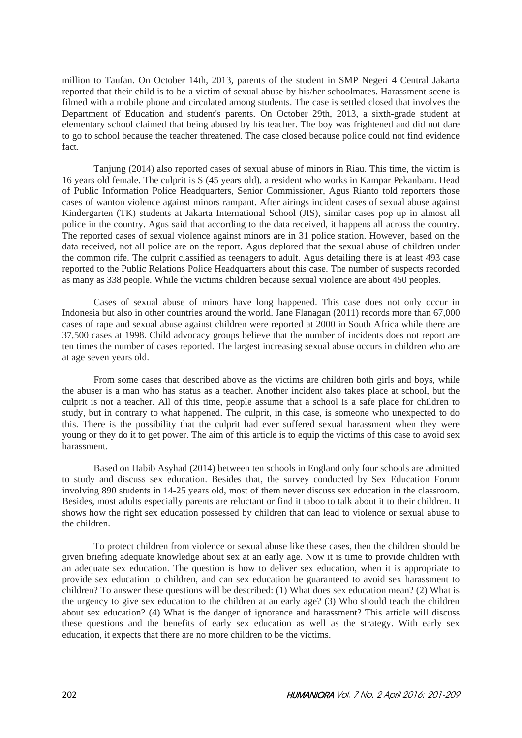million to Taufan. On October 14th, 2013, parents of the student in SMP Negeri 4 Central Jakarta reported that their child is to be a victim of sexual abuse by his/her schoolmates. Harassment scene is filmed with a mobile phone and circulated among students. The case is settled closed that involves the Department of Education and student's parents. On October 29th, 2013, a sixth-grade student at elementary school claimed that being abused by his teacher. The boy was frightened and did not dare to go to school because the teacher threatened. The case closed because police could not find evidence fact.

Tanjung (2014) also reported cases of sexual abuse of minors in Riau. This time, the victim is 16 years old female. The culprit is S (45 years old), a resident who works in Kampar Pekanbaru. Head of Public Information Police Headquarters, Senior Commissioner, Agus Rianto told reporters those cases of wanton violence against minors rampant. After airings incident cases of sexual abuse against Kindergarten (TK) students at Jakarta International School (JIS), similar cases pop up in almost all police in the country. Agus said that according to the data received, it happens all across the country. The reported cases of sexual violence against minors are in 31 police station. However, based on the data received, not all police are on the report. Agus deplored that the sexual abuse of children under the common rife. The culprit classified as teenagers to adult. Agus detailing there is at least 493 case reported to the Public Relations Police Headquarters about this case. The number of suspects recorded as many as 338 people. While the victims children because sexual violence are about 450 peoples.

Cases of sexual abuse of minors have long happened. This case does not only occur in Indonesia but also in other countries around the world. Jane Flanagan (2011) records more than 67,000 cases of rape and sexual abuse against children were reported at 2000 in South Africa while there are 37,500 cases at 1998. Child advocacy groups believe that the number of incidents does not report are ten times the number of cases reported. The largest increasing sexual abuse occurs in children who are at age seven years old.

From some cases that described above as the victims are children both girls and boys, while the abuser is a man who has status as a teacher. Another incident also takes place at school, but the culprit is not a teacher. All of this time, people assume that a school is a safe place for children to study, but in contrary to what happened. The culprit, in this case, is someone who unexpected to do this. There is the possibility that the culprit had ever suffered sexual harassment when they were young or they do it to get power. The aim of this article is to equip the victims of this case to avoid sex harassment.

Based on Habib Asyhad (2014) between ten schools in England only four schools are admitted to study and discuss sex education. Besides that, the survey conducted by Sex Education Forum involving 890 students in 14-25 years old, most of them never discuss sex education in the classroom. Besides, most adults especially parents are reluctant or find it taboo to talk about it to their children. It shows how the right sex education possessed by children that can lead to violence or sexual abuse to the children.

To protect children from violence or sexual abuse like these cases, then the children should be given briefing adequate knowledge about sex at an early age. Now it is time to provide children with an adequate sex education. The question is how to deliver sex education, when it is appropriate to provide sex education to children, and can sex education be guaranteed to avoid sex harassment to children? To answer these questions will be described: (1) What does sex education mean? (2) What is the urgency to give sex education to the children at an early age? (3) Who should teach the children about sex education? (4) What is the danger of ignorance and harassment? This article will discuss these questions and the benefits of early sex education as well as the strategy. With early sex education, it expects that there are no more children to be the victims.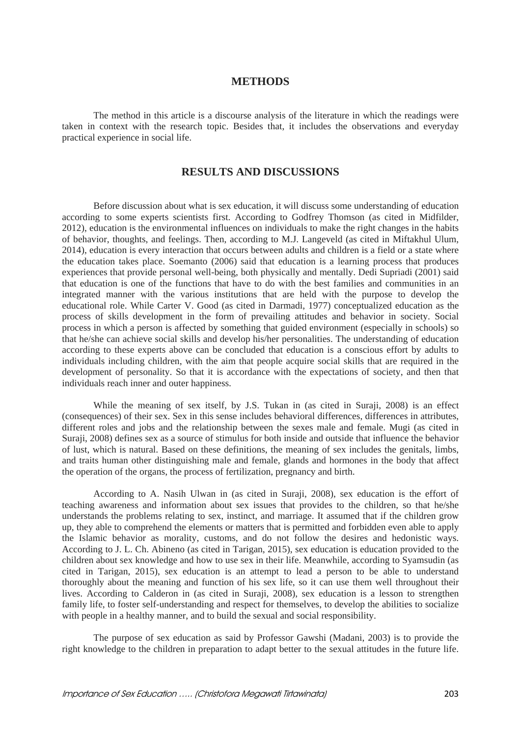## METHODS

The method in this article is a discourse analysis of the literature in which the readings were taken in context with the research topic. Besides that, it includes the observations and everyday practical experience in social life.

## RESULTS AND DISCUSSIONS

Before discussion about what is sex education, it will discuss some understanding of education according to some experts scientists first. According to Godfrey Thomson (as cited in Midfilder, 2012), education is the environmental influences on individuals to make the right changes in the habits of behavior, thoughts, and feelings. Then, according to M.J. Langeveld (as cited in Miftakhul Ulum, 2014), education is every interaction that occurs between adults and children is a field or a state where the education takes place. Soemanto (2006) said that education is a learning process that produces experiences that provide personal well-being, both physically and mentally. Dedi Supriadi (2001) said that education is one of the functions that have to do with the best families and communities in an integrated manner with the various institutions that are held with the purpose to develop the educational role. While Carter V. Good (as cited in Darmadi, 1977) conceptualized education as the process of skills development in the form of prevailing attitudes and behavior in society. Social process in which a person is affected by something that guided environment (especially in schools) so that he/she can achieve social skills and develop his/her personalities. The understanding of education according to these experts above can be concluded that education is a conscious effort by adults to individuals including children, with the aim that people acquire social skills that are required in the development of personality. So that it is accordance with the expectations of society, and then that individuals reach inner and outer happiness.

While the meaning of sex itself, by J.S. Tukan in (as cited in Suraji, 2008) is an effect (consequences) of their sex. Sex in this sense includes behavioral differences, differences in attributes, different roles and jobs and the relationship between the sexes male and female. Mugi (as cited in Suraji, 2008) defines sex as a source of stimulus for both inside and outside that influence the behavior of lust, which is natural. Based on these definitions, the meaning of sex includes the genitals, limbs, and traits human other distinguishing male and female, glands and hormones in the body that affect the operation of the organs, the process of fertilization, pregnancy and birth.

According to A. Nasih Ulwan in (as cited in Suraji, 2008), sex education is the effort of teaching awareness and information about sex issues that provides to the children, so that he/she understands the problems relating to sex, instinct, and marriage. It assumed that if the children grow up, they able to comprehend the elements or matters that is permitted and forbidden even able to apply the Islamic behavior as morality, customs, and do not follow the desires and hedonistic ways. According to J. L. Ch. Abineno (as cited in Tarigan, 2015), sex education is education provided to the children about sex knowledge and how to use sex in their life. Meanwhile, according to Syamsudin (as cited in Tarigan, 2015), sex education is an attempt to lead a person to be able to understand thoroughly about the meaning and function of his sex life, so it can use them well throughout their lives. According to Calderon in (as cited in Suraji, 2008), sex education is a lesson to strengthen family life, to foster self-understanding and respect for themselves, to develop the abilities to socialize with people in a healthy manner, and to build the sexual and social responsibility.

The purpose of sex education as said by Professor Gawshi (Madani, 2003) is to provide the right knowledge to the children in preparation to adapt better to the sexual attitudes in the future life.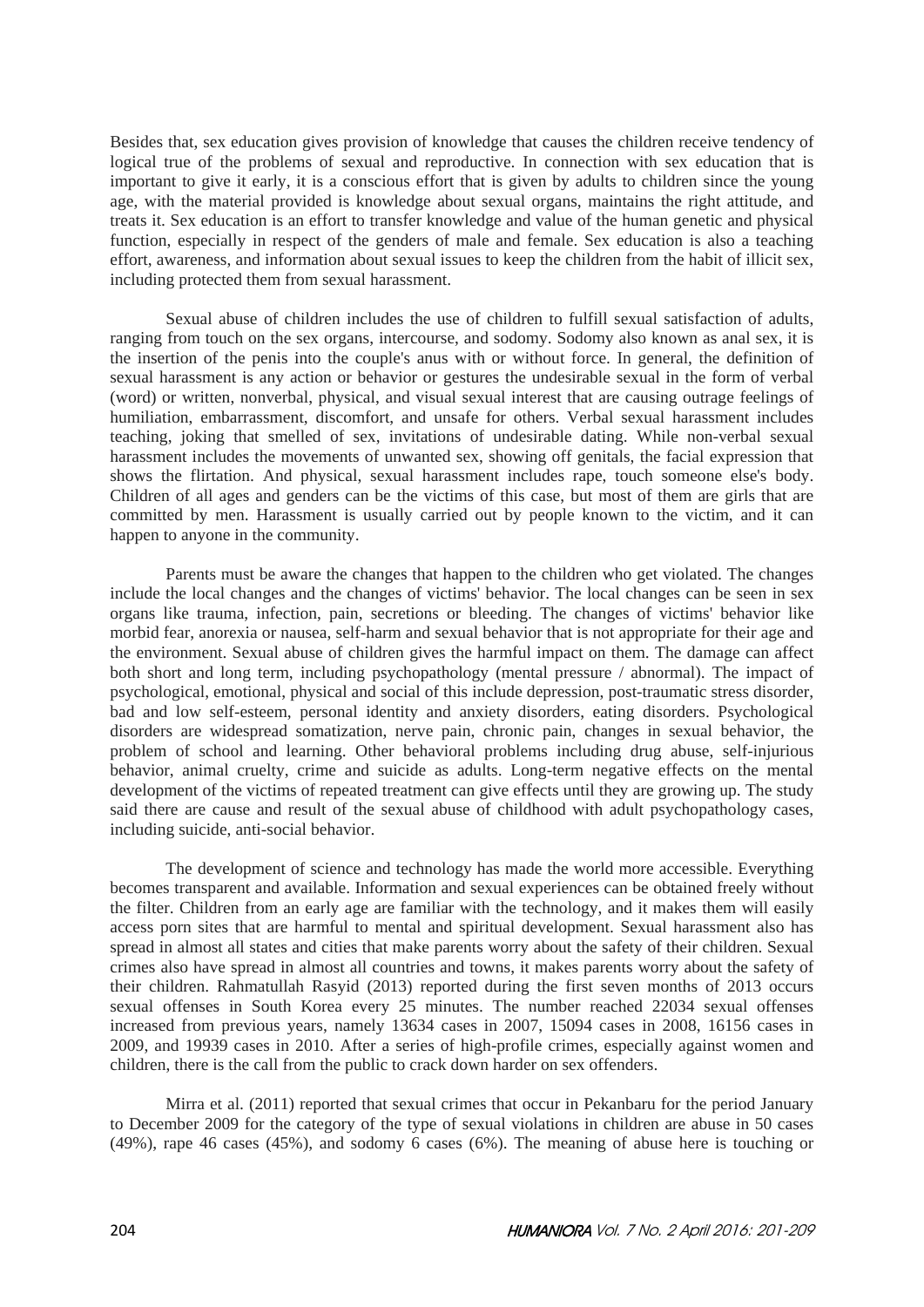Besides that, sex education gives provision of knowledge that causes the children receive tendency of logical true of the problems of sexual and reproductive. In connection with sex education that is important to give it early, it is a conscious effort that is given by adults to children since the young age, with the material provided is knowledge about sexual organs, maintains the right attitude, and treats it. Sex education is an effort to transfer knowledge and value of the human genetic and physical function, especially in respect of the genders of male and female. Sex education is also a teaching effort, awareness, and information about sexual issues to keep the children from the habit of illicit sex, including protected them from sexual harassment.

Sexual abuse of children includes the use of children to fulfill sexual satisfaction of adults, ranging from touch on the sex organs, intercourse, and sodomy. Sodomy also known as anal sex, it is the insertion of the penis into the couple's anus with or without force. In general, the definition of sexual harassment is any action or behavior or gestures the undesirable sexual in the form of verbal (word) or written, nonverbal, physical, and visual sexual interest that are causing outrage feelings of humiliation, embarrassment, discomfort, and unsafe for others. Verbal sexual harassment includes teaching, joking that smelled of sex, invitations of undesirable dating. While non-verbal sexual harassment includes the movements of unwanted sex, showing off genitals, the facial expression that shows the flirtation. And physical, sexual harassment includes rape, touch someone else's body. Children of all ages and genders can be the victims of this case, but most of them are girls that are committed by men. Harassment is usually carried out by people known to the victim, and it can happen to anyone in the community.

Parents must be aware the changes that happen to the children who get violated. The changes include the local changes and the changes of victims' behavior. The local changes can be seen in sex organs like trauma, infection, pain, secretions or bleeding. The changes of victims' behavior like morbid fear, anorexia or nausea, self-harm and sexual behavior that is not appropriate for their age and the environment. Sexual abuse of children gives the harmful impact on them. The damage can affect both short and long term, including psychopathology (mental pressure / abnormal). The impact of psychological, emotional, physical and social of this include depression, post-traumatic stress disorder, bad and low self-esteem, personal identity and anxiety disorders, eating disorders. Psychological disorders are widespread somatization, nerve pain, chronic pain, changes in sexual behavior, the problem of school and learning. Other behavioral problems including drug abuse, self-injurious behavior, animal cruelty, crime and suicide as adults. Long-term negative effects on the mental development of the victims of repeated treatment can give effects until they are growing up. The study said there are cause and result of the sexual abuse of childhood with adult psychopathology cases, including suicide, anti-social behavior.

The development of science and technology has made the world more accessible. Everything becomes transparent and available. Information and sexual experiences can be obtained freely without the filter. Children from an early age are familiar with the technology, and it makes them will easily access porn sites that are harmful to mental and spiritual development. Sexual harassment also has spread in almost all states and cities that make parents worry about the safety of their children. Sexual crimes also have spread in almost all countries and towns, it makes parents worry about the safety of their children. Rahmatullah Rasyid (2013) reported during the first seven months of 2013 occurs sexual offenses in South Korea every 25 minutes. The number reached 22034 sexual offenses increased from previous years, namely 13634 cases in 2007, 15094 cases in 2008, 16156 cases in 2009, and 19939 cases in 2010. After a series of high-profile crimes, especially against women and children, there is the call from the public to crack down harder on sex offenders.

Mirra et al. (2011) reported that sexual crimes that occur in Pekanbaru for the period January to December 2009 for the category of the type of sexual violations in children are abuse in 50 cases (49%), rape 46 cases (45%), and sodomy 6 cases (6%). The meaning of abuse here is touching or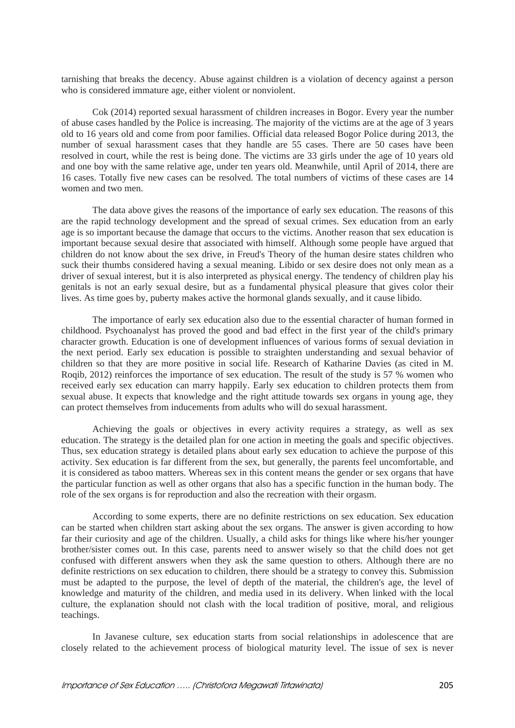tarnishing that breaks the decency. Abuse against children is a violation of decency against a person who is considered immature age, either violent or nonviolent.

Cok (2014) reported sexual harassment of children increases in Bogor. Every year the number of abuse cases handled by the Police is increasing. The majority of the victims are at the age of 3 years old to 16 years old and come from poor families. Official data released Bogor Police during 2013, the number of sexual harassment cases that they handle are 55 cases. There are 50 cases have been resolved in court, while the rest is being done. The victims are 33 girls under the age of 10 years old and one boy with the same relative age, under ten years old. Meanwhile, until April of 2014, there are 16 cases. Totally five new cases can be resolved. The total numbers of victims of these cases are 14 women and two men.

The data above gives the reasons of the importance of early sex education. The reasons of this are the rapid technology development and the spread of sexual crimes. Sex education from an early age is so important because the damage that occurs to the victims. Another reason that sex education is important because sexual desire that associated with himself. Although some people have argued that children do not know about the sex drive, in Freud's Theory of the human desire states children who suck their thumbs considered having a sexual meaning. Libido or sex desire does not only mean as a driver of sexual interest, but it is also interpreted as physical energy. The tendency of children play his genitals is not an early sexual desire, but as a fundamental physical pleasure that gives color their lives. As time goes by, puberty makes active the hormonal glands sexually, and it cause libido.

The importance of early sex education also due to the essential character of human formed in childhood. Psychoanalyst has proved the good and bad effect in the first year of the child's primary character growth. Education is one of development influences of various forms of sexual deviation in the next period. Early sex education is possible to straighten understanding and sexual behavior of children so that they are more positive in social life. Research of Katharine Davies (as cited in M. Roqib, 2012) reinforces the importance of sex education. The result of the study is 57 % women who received early sex education can marry happily. Early sex education to children protects them from sexual abuse. It expects that knowledge and the right attitude towards sex organs in young age, they can protect themselves from inducements from adults who will do sexual harassment.

Achieving the goals or objectives in every activity requires a strategy, as well as sex education. The strategy is the detailed plan for one action in meeting the goals and specific objectives. Thus, sex education strategy is detailed plans about early sex education to achieve the purpose of this activity. Sex education is far different from the sex, but generally, the parents feel uncomfortable, and it is considered as taboo matters. Whereas sex in this content means the gender or sex organs that have the particular function as well as other organs that also has a specific function in the human body. The role of the sex organs is for reproduction and also the recreation with their orgasm.

According to some experts, there are no definite restrictions on sex education. Sex education can be started when children start asking about the sex organs. The answer is given according to how far their curiosity and age of the children. Usually, a child asks for things like where his/her younger brother/sister comes out. In this case, parents need to answer wisely so that the child does not get confused with different answers when they ask the same question to others. Although there are no definite restrictions on sex education to children, there should be a strategy to convey this. Submission must be adapted to the purpose, the level of depth of the material, the children's age, the level of knowledge and maturity of the children, and media used in its delivery. When linked with the local culture, the explanation should not clash with the local tradition of positive, moral, and religious teachings.

In Javanese culture, sex education starts from social relationships in adolescence that are closely related to the achievement process of biological maturity level. The issue of sex is never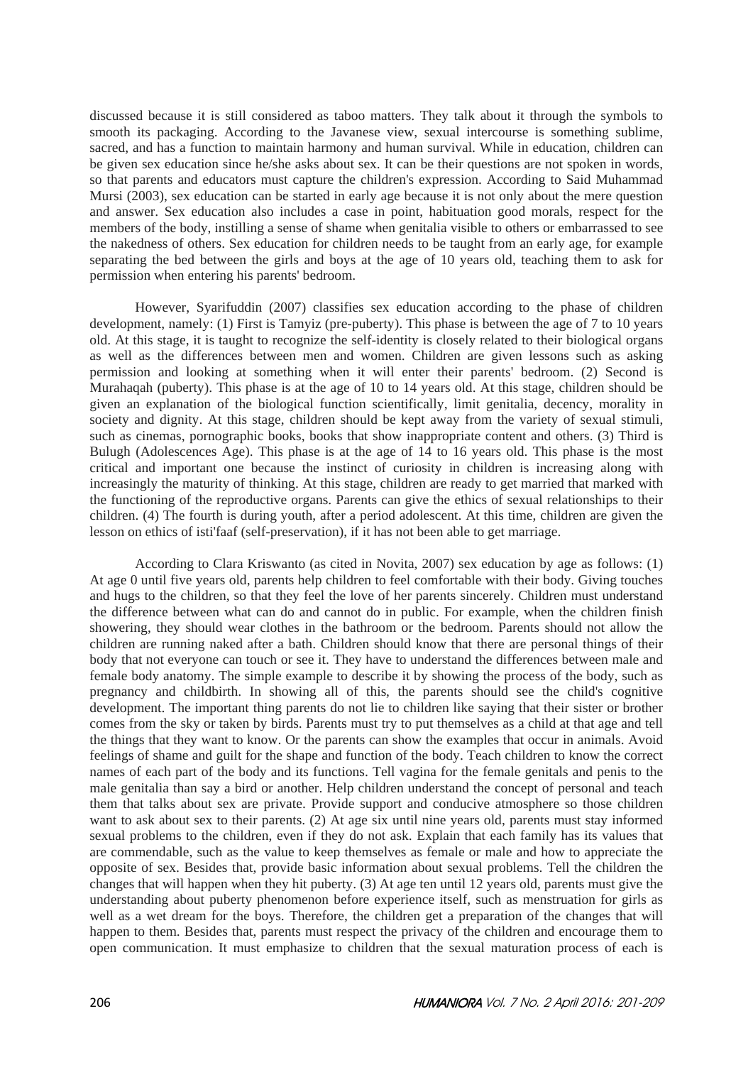discussed because it is still considered as taboo matters. They talk about it through the symbols to smooth its packaging. According to the Javanese view, sexual intercourse is something sublime, sacred, and has a function to maintain harmony and human survival. While in education, children can be given sex education since he/she asks about sex. It can be their questions are not spoken in words, so that parents and educators must capture the children's expression. According to Said Muhammad Mursi (2003), sex education can be started in early age because it is not only about the mere question and answer. Sex education also includes a case in point, habituation good morals, respect for the members of the body, instilling a sense of shame when genitalia visible to others or embarrassed to see the nakedness of others. Sex education for children needs to be taught from an early age, for example separating the bed between the girls and boys at the age of 10 years old, teaching them to ask for permission when entering his parents' bedroom.

However, Syarifuddin (2007) classifies sex education according to the phase of children development, namely: (1) First is Tamyiz (pre-puberty). This phase is between the age of 7 to 10 years old. At this stage, it is taught to recognize the self-identity is closely related to their biological organs as well as the differences between men and women. Children are given lessons such as asking permission and looking at something when it will enter their parents' bedroom. (2) Second is Murahaqah (puberty). This phase is at the age of 10 to 14 years old. At this stage, children should be given an explanation of the biological function scientifically, limit genitalia, decency, morality in society and dignity. At this stage, children should be kept away from the variety of sexual stimuli, such as cinemas, pornographic books, books that show inappropriate content and others. (3) Third is Bulugh (Adolescences Age). This phase is at the age of 14 to 16 years old. This phase is the most critical and important one because the instinct of curiosity in children is increasing along with increasingly the maturity of thinking. At this stage, children are ready to get married that marked with the functioning of the reproductive organs. Parents can give the ethics of sexual relationships to their children. (4) The fourth is during youth, after a period adolescent. At this time, children are given the lesson on ethics of isti'faaf (self-preservation), if it has not been able to get marriage.

According to Clara Kriswanto (as cited in Novita, 2007) sex education by age as follows: (1) At age 0 until five years old, parents help children to feel comfortable with their body. Giving touches and hugs to the children, so that they feel the love of her parents sincerely. Children must understand the difference between what can do and cannot do in public. For example, when the children finish showering, they should wear clothes in the bathroom or the bedroom. Parents should not allow the children are running naked after a bath. Children should know that there are personal things of their body that not everyone can touch or see it. They have to understand the differences between male and female body anatomy. The simple example to describe it by showing the process of the body, such as pregnancy and childbirth. In showing all of this, the parents should see the child's cognitive development. The important thing parents do not lie to children like saying that their sister or brother comes from the sky or taken by birds. Parents must try to put themselves as a child at that age and tell the things that they want to know. Or the parents can show the examples that occur in animals. Avoid feelings of shame and guilt for the shape and function of the body. Teach children to know the correct names of each part of the body and its functions. Tell vagina for the female genitals and penis to the male genitalia than say a bird or another. Help children understand the concept of personal and teach them that talks about sex are private. Provide support and conducive atmosphere so those children want to ask about sex to their parents. (2) At age six until nine years old, parents must stay informed sexual problems to the children, even if they do not ask. Explain that each family has its values that are commendable, such as the value to keep themselves as female or male and how to appreciate the opposite of sex. Besides that, provide basic information about sexual problems. Tell the children the changes that will happen when they hit puberty. (3) At age ten until 12 years old, parents must give the understanding about puberty phenomenon before experience itself, such as menstruation for girls as well as a wet dream for the boys. Therefore, the children get a preparation of the changes that will happen to them. Besides that, parents must respect the privacy of the children and encourage them to open communication. It must emphasize to children that the sexual maturation process of each is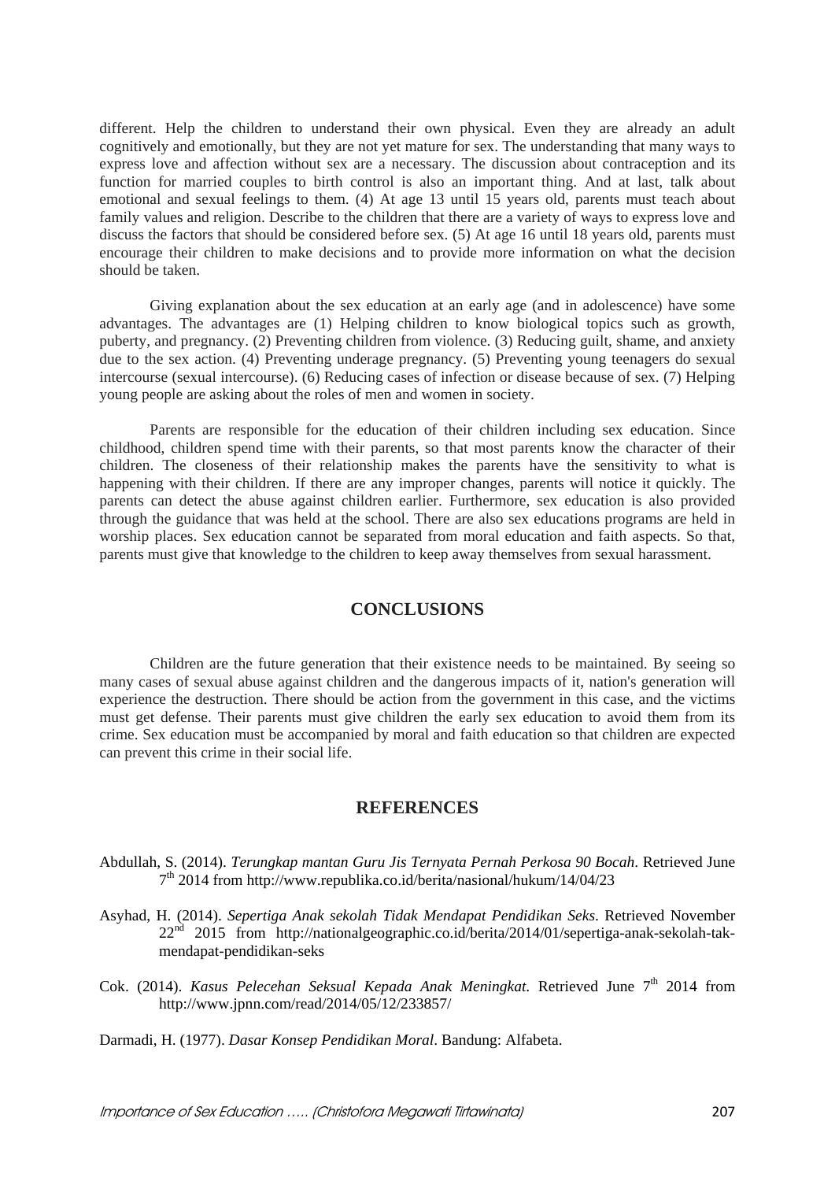different. Help the children to understand their own physical. Even they are already an adult cognitively and emotionally, but they are not yet mature for sex. The understanding that many ways to express love and affection without sex are a necessary. The discussion about contraception and its function for married couples to birth control is also an important thing. And at last, talk about emotional and sexual feelings to them. (4) At age 13 until 15 years old, parents must teach about family values and religion. Describe to the children that there are a variety of ways to express love and discuss the factors that should be considered before sex. (5) At age 16 until 18 years old, parents must encourage their children to make decisions and to provide more information on what the decision should be taken.

Giving explanation about the sex education at an early age (and in adolescence) have some advantages. The advantages are (1) Helping children to know biological topics such as growth, puberty, and pregnancy. (2) Preventing children from violence. (3) Reducing guilt, shame, and anxiety due to the sex action. (4) Preventing underage pregnancy. (5) Preventing young teenagers do sexual intercourse (sexual intercourse). (6) Reducing cases of infection or disease because of sex. (7) Helping young people are asking about the roles of men and women in society.

Parents are responsible for the education of their children including sex education. Since childhood, children spend time with their parents, so that most parents know the character of their children. The closeness of their relationship makes the parents have the sensitivity to what is happening with their children. If there are any improper changes, parents will notice it quickly. The parents can detect the abuse against children earlier. Furthermore, sex education is also provided through the guidance that was held at the school. There are also sex educations programs are held in worship places. Sex education cannot be separated from moral education and faith aspects. So that, parents must give that knowledge to the children to keep away themselves from sexual harassment.

## CONCLUSIONS

Children are the future generation that their existence needs to be maintained. By seeing so many cases of sexual abuse against children and the dangerous impacts of it, nation's generation will experience the destruction. There should be action from the government in this case, and the victims must get defense. Their parents must give children the early sex education to avoid them from its crime. Sex education must be accompanied by moral and faith education so that children are expected can prevent this crime in their social life.

## REFERENCES

Abdullah, S. (2014). *Terungkap mantan Guru Jis Ternyata Pernah Perkosa 90 Bocah*. Retrieved June 7th 2014 from http://www.republika.co.id/berita/nasional/hukum/14/04/23

Asyhad, H. (2014). *Sepertiga Anak sekolah Tidak Mendapat Pendidikan Seks*. Retrieved November 22nd 2015 from http://nationalgeographic.co.id/berita/2014/01/sepertiga-anak-sekolah-tak-mendapat-pendidikan-seks

Cok. (2014). *Kasus Pelecehan Seksual Kepada Anak Meningkat.* Retrieved June 7th 2014 from http://www.jpnn.com/read/2014/05/12/233857/

Darmadi, H. (1977). *Dasar Konsep Pendidikan Moral*. Bandung: Alfabeta.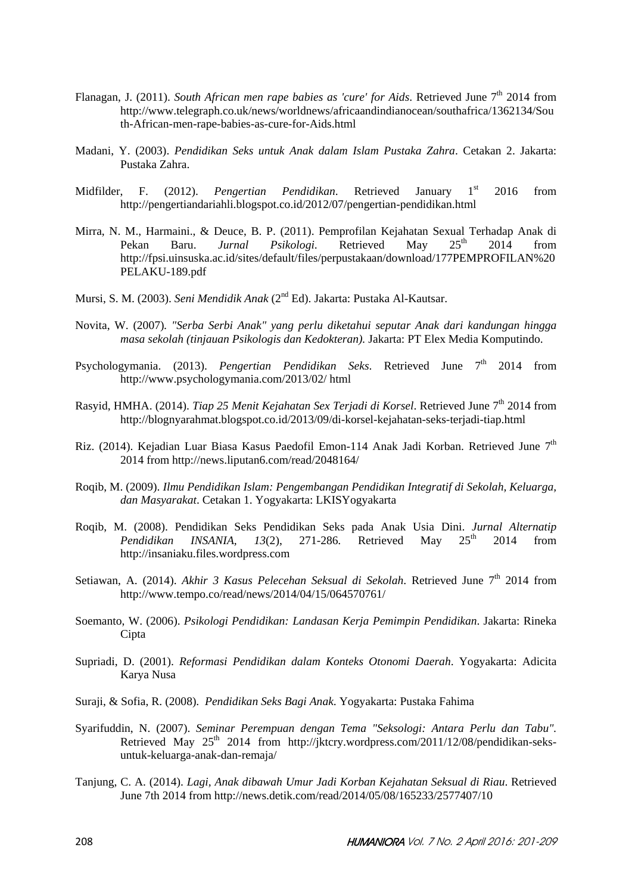Flanagan, J. (2011). *South African men rape babies as 'cure' for Aids*. Retrieved June 7th 2014 from http://www.telegraph.co.uk/news/worldnews/africaandindianocean/southafrica/1362134/South-African-men-rape-babies-as-cure-for-Aids.html

Madani, Y. (2003). *Pendidikan Seks untuk Anak dalam Islam Pustaka Zahra*. Cetakan 2. Jakarta: Pustaka Zahra.

Midfilder, F. (2012). *Pengertian Pendidikan*. Retrieved January 1st 2016 from http://pengertiandariahli.blogspot.co.id/2012/07/pengertian-pendidikan.html

Mirra, N. M., Harmaini., & Deuce, B. P. (2011). Pemprofilan Kejahatan Sexual Terhadap Anak di Pekan Baru. *Jurnal Psikologi*. Retrieved May 25th 2014 from http://fpsi.uinsuska.ac.id/sites/default/files/perpustakaan/download/177PEMPROFILAN%20PELAKU-189.pdf

Mursi, S. M. (2003). *Seni Mendidik Anak* (2nd Ed). Jakarta: Pustaka Al-Kautsar.

Novita, W. (2007). *"Serba Serbi Anak" yang perlu diketahui seputar Anak dari kandungan hingga masa sekolah (tinjauan Psikologis dan Kedokteran)*. Jakarta: PT Elex Media Komputindo.

Psychologymania. (2013). *Pengertian Pendidikan Seks*. Retrieved June 7th 2014 from http://www.psychologymania.com/2013/02/ html

Rasyid, HMHA. (2014). *Tiap 25 Menit Kejahatan Sex Terjadi di Korsel*. Retrieved June 7th 2014 from http://blognyarahmat.blogspot.co.id/2013/09/di-korsel-kejahatan-seks-terjadi-tiap.html

Riz. (2014). Kejadian Luar Biasa Kasus Paedofil Emon-114 Anak Jadi Korban. Retrieved June 7th 2014 from http://news.liputan6.com/read/2048164/

Roqib, M. (2009). *Ilmu Pendidikan Islam: Pengembangan Pendidikan Integratif di Sekolah, Keluarga, dan Masyarakat*. Cetakan 1. Yogyakarta: LKISYogyakarta

Roqib, M. (2008). Pendidikan Seks Pendidikan Seks pada Anak Usia Dini. *Jurnal Alternatip Pendidikan INSANIA*, *13*(2), 271-286. Retrieved May 25th 2014 from http://insaniaku.files.wordpress.com

Setiawan, A. (2014). *Akhir 3 Kasus Pelecehan Seksual di Sekolah*. Retrieved June 7th 2014 from http://www.tempo.co/read/news/2014/04/15/064570761/

Soemanto, W. (2006). *Psikologi Pendidikan: Landasan Kerja Pemimpin Pendidikan*. Jakarta: Rineka Cipta

Supriadi, D. (2001). *Reformasi Pendidikan dalam Konteks Otonomi Daerah*. Yogyakarta: Adicita Karya Nusa

Suraji, & Sofia, R. (2008). *Pendidikan Seks Bagi Anak*. Yogyakarta: Pustaka Fahima

Syarifuddin, N. (2007). *Seminar Perempuan dengan Tema "Seksologi: Antara Perlu dan Tabu"*. Retrieved May 25th 2014 from http://jktcry.wordpress.com/2011/12/08/pendidikan-seks-untuk-keluarga-anak-dan-remaja/

Tanjung, C. A. (2014). *Lagi, Anak dibawah Umur Jadi Korban Kejahatan Seksual di Riau*. Retrieved June 7th 2014 from http://news.detik.com/read/2014/05/08/165233/2577407/10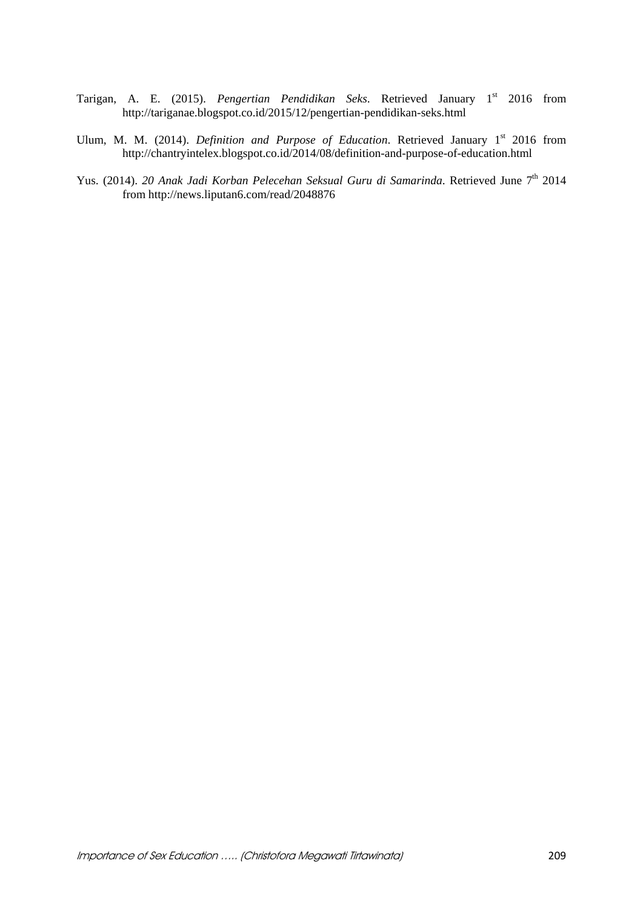Tarigan, A. E. (2015). *Pengertian Pendidikan Seks*. Retrieved January 1st 2016 from http://tariganae.blogspot.co.id/2015/12/pengertian-pendidikan-seks.html

Ulum, M. M. (2014). *Definition and Purpose of Education*. Retrieved January 1st 2016 from http://chantryintelex.blogspot.co.id/2014/08/definition-and-purpose-of-education.html

Yus. (2014). *20 Anak Jadi Korban Pelecehan Seksual Guru di Samarinda*. Retrieved June 7th 2014 from http://news.liputan6.com/read/2048876